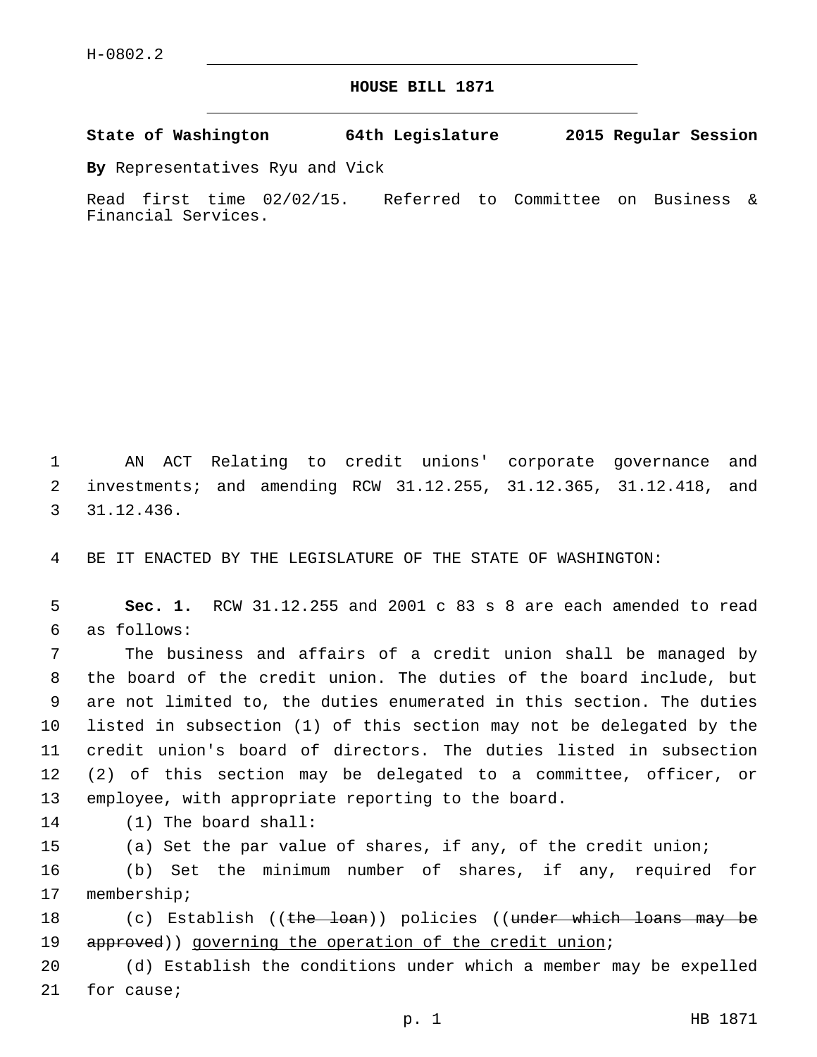H-0802.2

# HOUSE BILL 1871

**State of Washington 64th Legislature 2015 Regular Session**

**By** Representatives Ryu and Vick

Read first time 02/02/15. Referred to Committee on Business & Financial Services.

AN ACT Relating to credit unions' corporate governance and investments; and amending RCW 31.12.255, 31.12.365, 31.12.418, and 31.12.436.

BE IT ENACTED BY THE LEGISLATURE OF THE STATE OF WASHINGTON:

**Sec. 1.** RCW 31.12.255 and 2001 c 83 s 8 are each amended to read as follows:

The business and affairs of a credit union shall be managed by the board of the credit union. The duties of the board include, but are not limited to, the duties enumerated in this section. The duties listed in subsection (1) of this section may not be delegated by the credit union's board of directors. The duties listed in subsection (2) of this section may be delegated to a committee, officer, or employee, with appropriate reporting to the board.

(1) The board shall:

(a) Set the par value of shares, if any, of the credit union;

(b) Set the minimum number of shares, if any, required for membership;

(c) Establish ((~~the loan~~)) policies ((~~under which loans may be approved~~)) <u>governing the operation of the credit union</u>;

(d) Establish the conditions under which a member may be expelled for cause;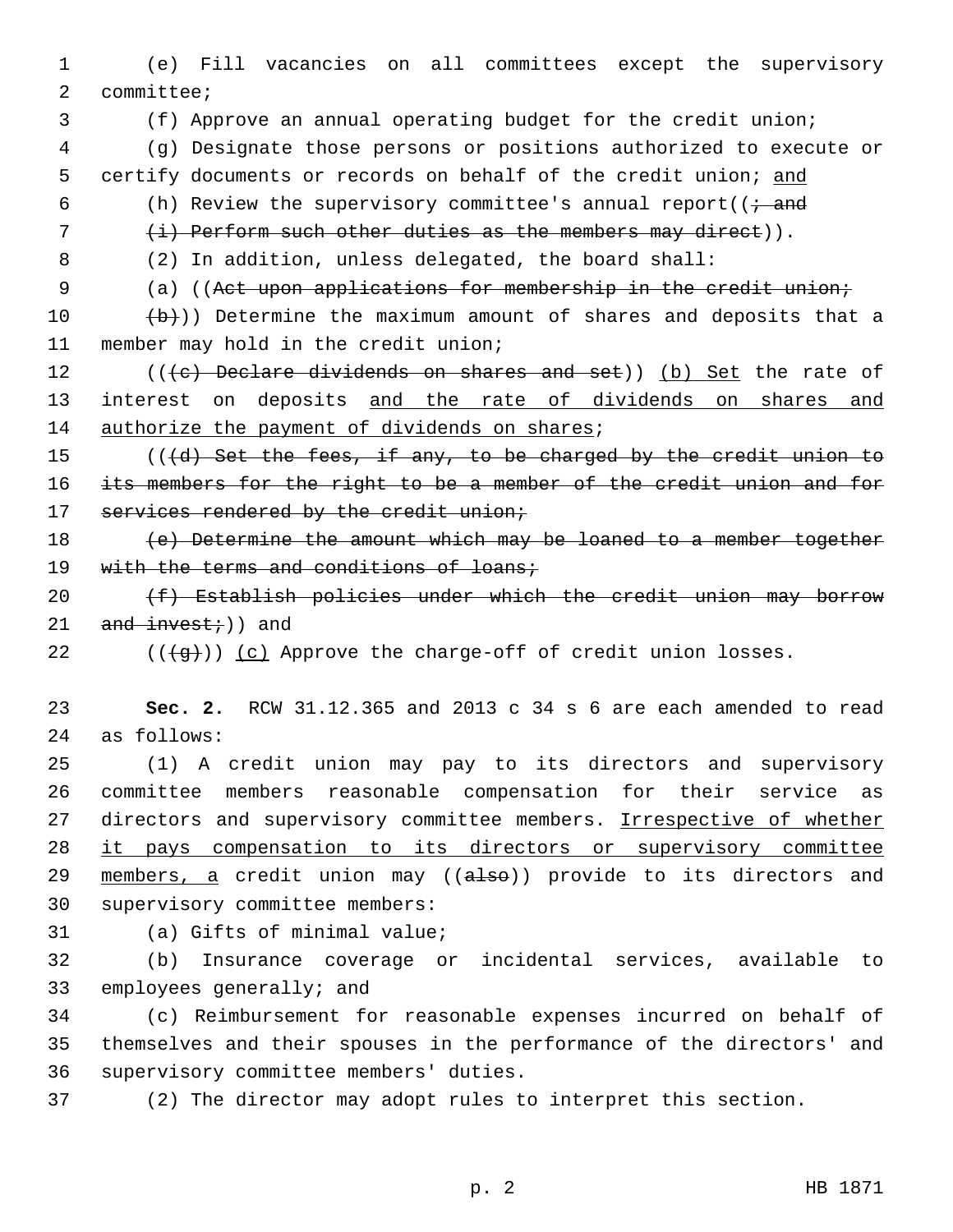(e) Fill vacancies on all committees except the supervisory committee;

(f) Approve an annual operating budget for the credit union;

(g) Designate those persons or positions authorized to execute or certify documents or records on behalf of the credit union; <u>and</u>

(h) Review the supervisory committee's annual report((~~; and~~

~~(i) Perform such other duties as the members may direct~~)).

(2) In addition, unless delegated, the board shall:

(a) ((~~Act upon applications for membership in the credit union;~~

~~(b)~~)) Determine the maximum amount of shares and deposits that a member may hold in the credit union;

((~~(c) Declare dividends on shares and set~~)) <u>(b) Set</u> the rate of interest on deposits <u>and the rate of dividends on shares and authorize the payment of dividends on shares</u>;

((~~(d) Set the fees, if any, to be charged by the credit union to its members for the right to be a member of the credit union and for services rendered by the credit union;~~

~~(e) Determine the amount which may be loaned to a member together with the terms and conditions of loans;~~

~~(f) Establish policies under which the credit union may borrow and invest;~~)) and

((~~(g)~~)) <u>(c)</u> Approve the charge-off of credit union losses.

**Sec. 2.** RCW 31.12.365 and 2013 c 34 s 6 are each amended to read as follows:

(1) A credit union may pay to its directors and supervisory committee members reasonable compensation for their service as directors and supervisory committee members. <u>Irrespective of whether it pays compensation to its directors or supervisory committee members, a</u> credit union may ((~~also~~)) provide to its directors and supervisory committee members:

(a) Gifts of minimal value;

(b) Insurance coverage or incidental services, available to employees generally; and

(c) Reimbursement for reasonable expenses incurred on behalf of themselves and their spouses in the performance of the directors' and supervisory committee members' duties.

(2) The director may adopt rules to interpret this section.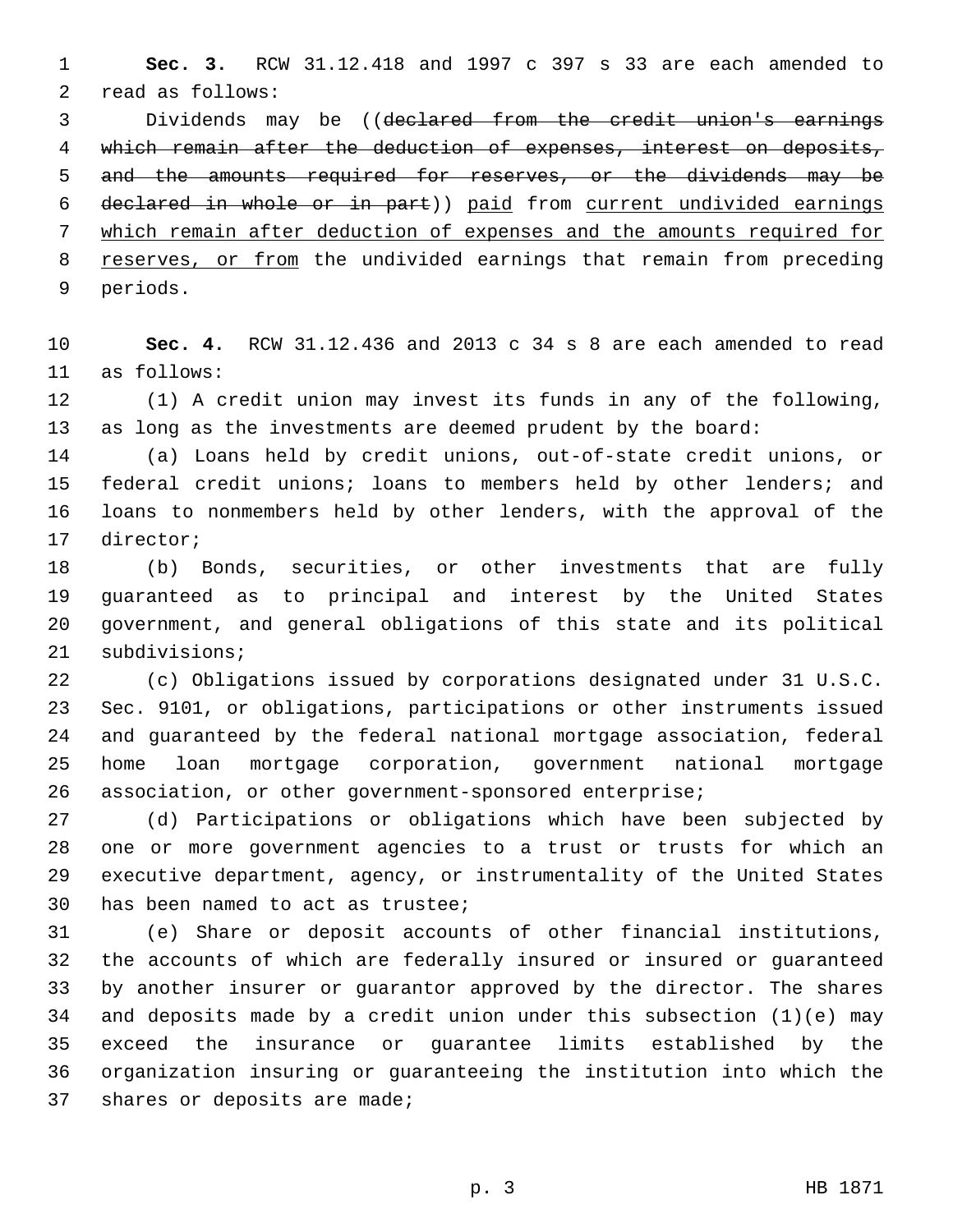**Sec. 3.** RCW 31.12.418 and 1997 c 397 s 33 are each amended to read as follows:

Dividends may be ((~~declared from the credit union's earnings which remain after the deduction of expenses, interest on deposits, and the amounts required for reserves, or the dividends may be declared in whole or in part~~)) <u>paid</u> from <u>current undivided earnings which remain after deduction of expenses and the amounts required for reserves, or from</u> the undivided earnings that remain from preceding periods.

**Sec. 4.** RCW 31.12.436 and 2013 c 34 s 8 are each amended to read as follows:

(1) A credit union may invest its funds in any of the following, as long as the investments are deemed prudent by the board:

(a) Loans held by credit unions, out-of-state credit unions, or federal credit unions; loans to members held by other lenders; and loans to nonmembers held by other lenders, with the approval of the director;

(b) Bonds, securities, or other investments that are fully guaranteed as to principal and interest by the United States government, and general obligations of this state and its political subdivisions;

(c) Obligations issued by corporations designated under 31 U.S.C. Sec. 9101, or obligations, participations or other instruments issued and guaranteed by the federal national mortgage association, federal home loan mortgage corporation, government national mortgage association, or other government-sponsored enterprise;

(d) Participations or obligations which have been subjected by one or more government agencies to a trust or trusts for which an executive department, agency, or instrumentality of the United States has been named to act as trustee;

(e) Share or deposit accounts of other financial institutions, the accounts of which are federally insured or insured or guaranteed by another insurer or guarantor approved by the director. The shares and deposits made by a credit union under this subsection (1)(e) may exceed the insurance or guarantee limits established by the organization insuring or guaranteeing the institution into which the shares or deposits are made;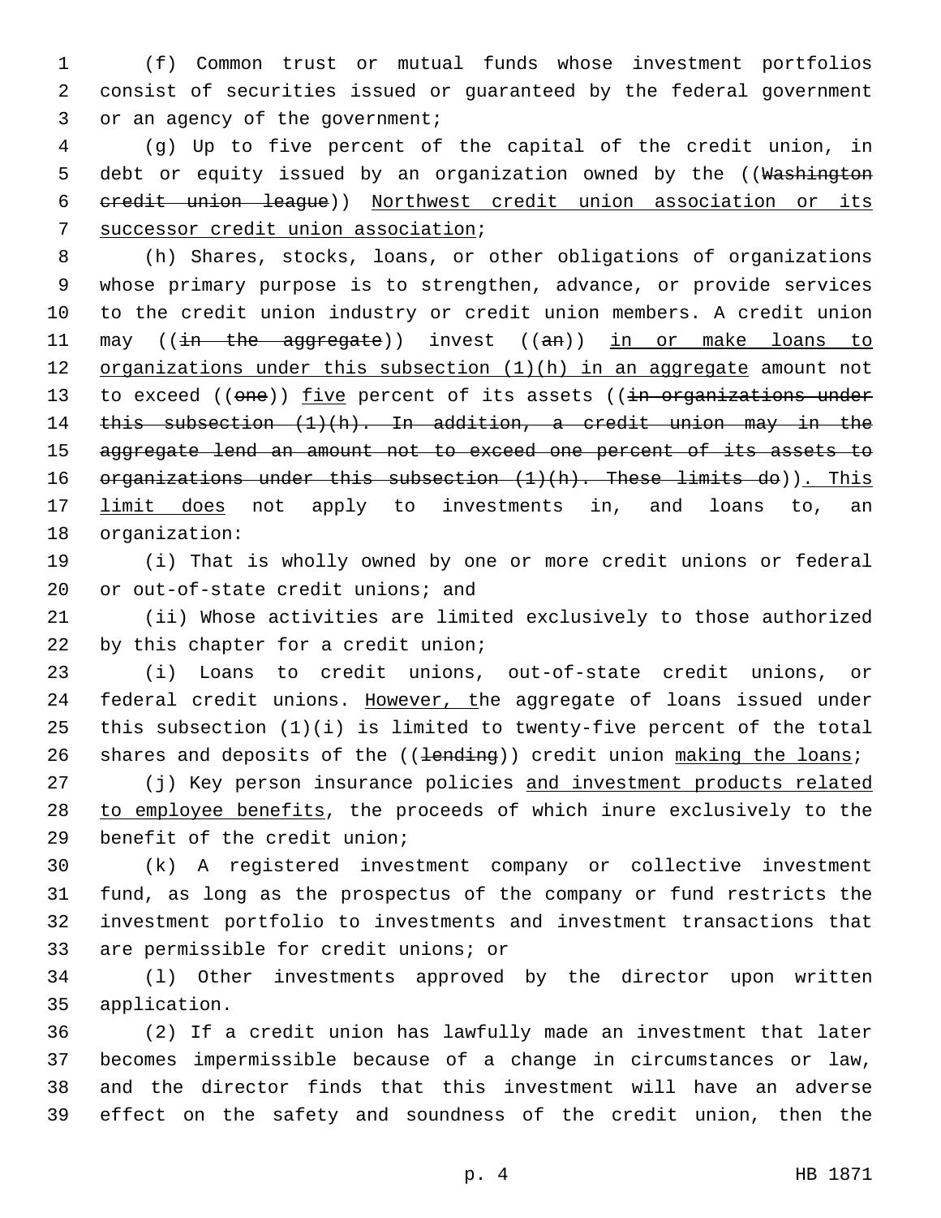(f) Common trust or mutual funds whose investment portfolios consist of securities issued or guaranteed by the federal government or an agency of the government;

(g) Up to five percent of the capital of the credit union, in debt or equity issued by an organization owned by the ((~~Washington credit union league~~)) <u>Northwest credit union association or its successor credit union association</u>;

(h) Shares, stocks, loans, or other obligations of organizations whose primary purpose is to strengthen, advance, or provide services to the credit union industry or credit union members. A credit union may ((~~in the aggregate~~)) invest ((~~an~~)) <u>in or make loans to organizations under this subsection (1)(h) in an aggregate</u> amount not to exceed ((~~one~~)) <u>five</u> percent of its assets ((~~in organizations under this subsection (1)(h). In addition, a credit union may in the aggregate lend an amount not to exceed one percent of its assets to organizations under this subsection (1)(h). These limits do~~))<u>. This limit does</u> not apply to investments in, and loans to, an organization:

(i) That is wholly owned by one or more credit unions or federal or out-of-state credit unions; and

(ii) Whose activities are limited exclusively to those authorized by this chapter for a credit union;

(i) Loans to credit unions, out-of-state credit unions, or federal credit unions. <u>However, t</u>he aggregate of loans issued under this subsection (1)(i) is limited to twenty-five percent of the total shares and deposits of the ((~~lending~~)) credit union <u>making the loans</u>;

(j) Key person insurance policies <u>and investment products related to employee benefits</u>, the proceeds of which inure exclusively to the benefit of the credit union;

(k) A registered investment company or collective investment fund, as long as the prospectus of the company or fund restricts the investment portfolio to investments and investment transactions that are permissible for credit unions; or

(l) Other investments approved by the director upon written application.

(2) If a credit union has lawfully made an investment that later becomes impermissible because of a change in circumstances or law, and the director finds that this investment will have an adverse effect on the safety and soundness of the credit union, then the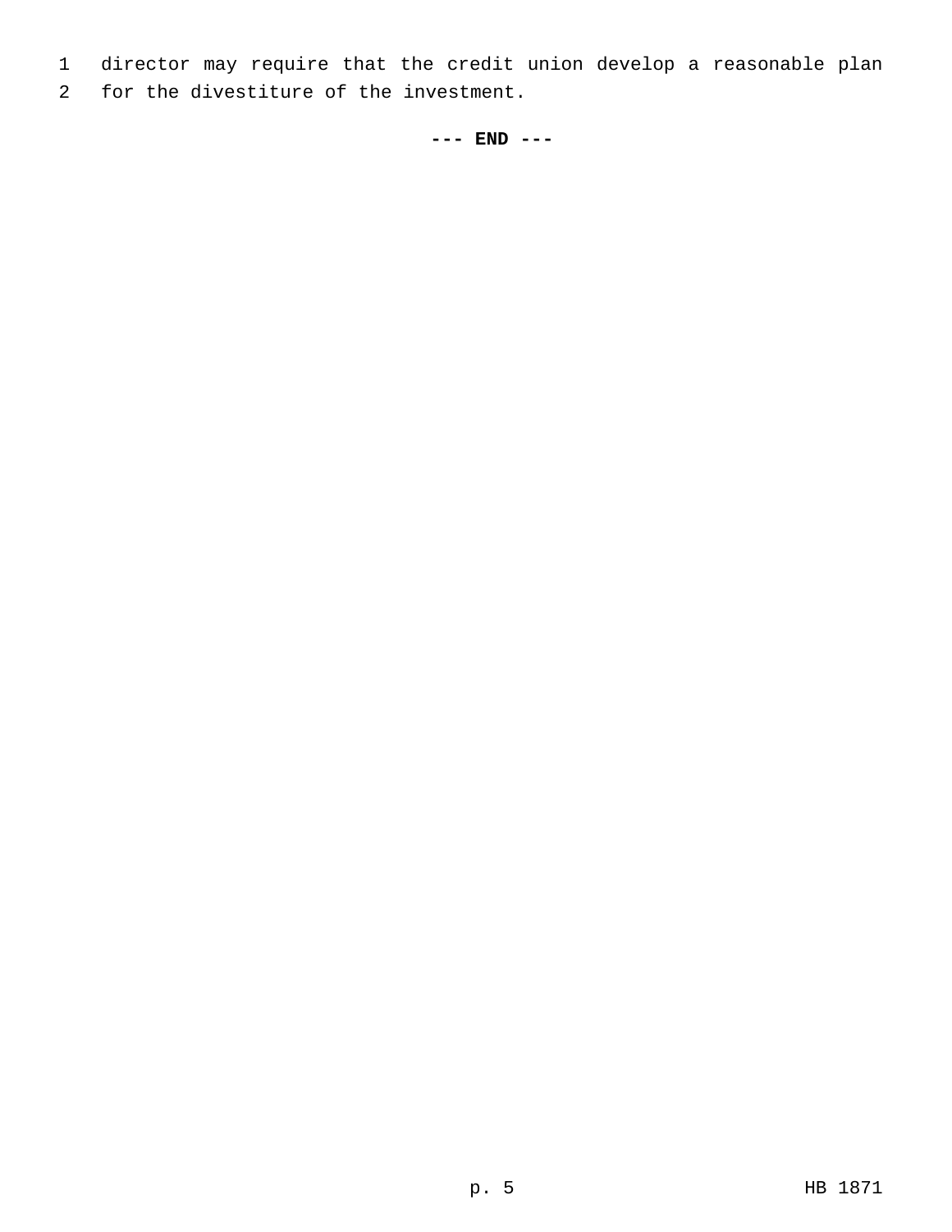director may require that the credit union develop a reasonable plan for the divestiture of the investment.

**--- END ---**